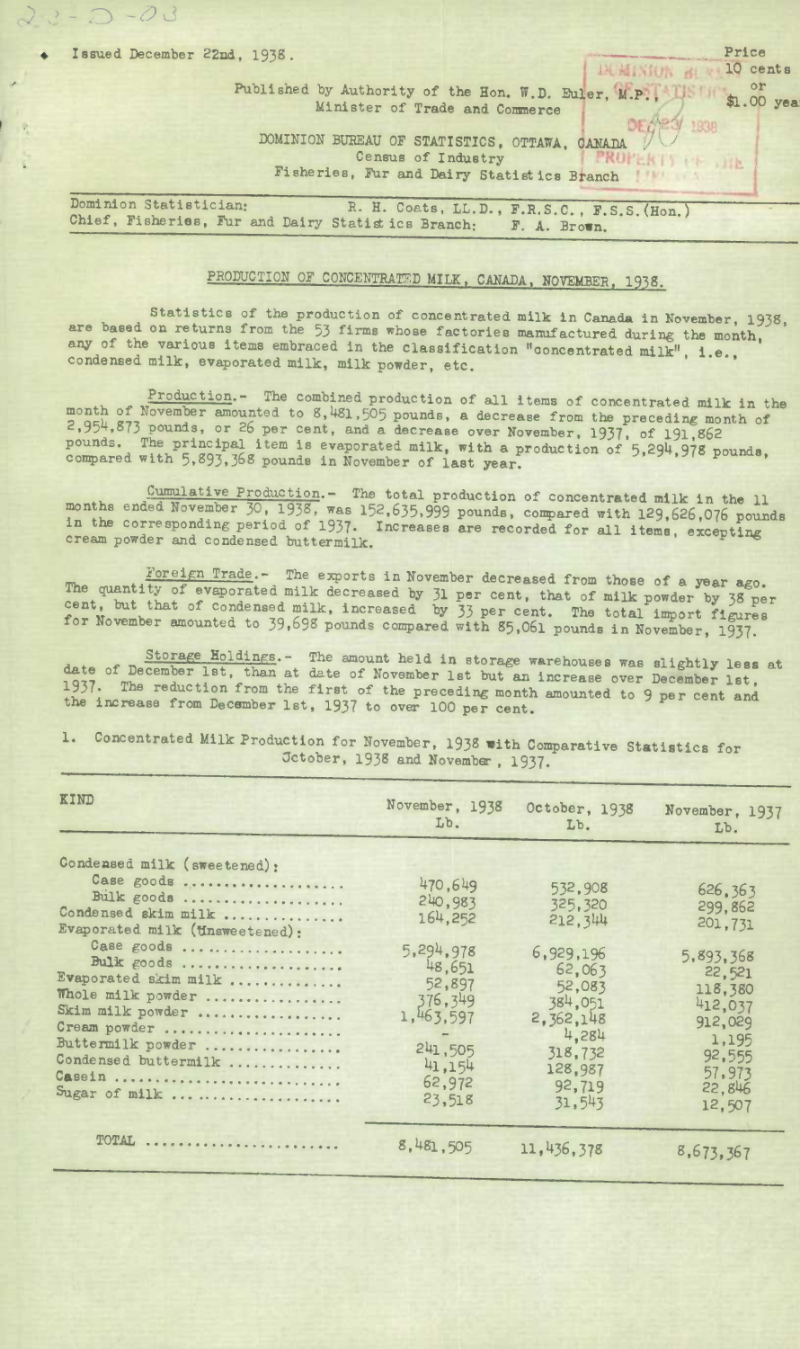22-D-03

Issued December 22nd, 1938.

Price 10 cents or $1.00 year

Published by Authority of the Hon. W.D. Euler, M.P., Minister of Trade and Commerce

DOMINION BUREAU OF STATISTICS, OTTAWA, CANADA
Census of Industry
Fisheries, Fur and Dairy Statistics Branch

Dominion Statistician: R. H. Coats, LL.D., F.R.S.C., F.S.S.(Hon.)
Chief, Fisheries, Fur and Dairy Statistics Branch: F. A. Brown.

## PRODUCTION OF CONCENTRATED MILK, CANADA, NOVEMBER, 1938.

Statistics of the production of concentrated milk in Canada in November, 1938, are based on returns from the 53 firms whose factories manufactured during the month, any of the various items embraced in the classification "concentrated milk", i.e., condensed milk, evaporated milk, milk powder, etc.

Production.- The combined production of all items of concentrated milk in the month of November amounted to 8,481,505 pounds, a decrease from the preceding month of 2,954,873 pounds, or 26 per cent, and a decrease over November, 1937, of 191,862 pounds. The principal item is evaporated milk, with a production of 5,294,978 pounds, compared with 5,893,368 pounds in November of last year.

Cumulative Production.- The total production of concentrated milk in the 11 months ended November 30, 1938, was 152,635,999 pounds, compared with 129,626,076 pounds in the corresponding period of 1937. Increases are recorded for all items, excepting cream powder and condensed buttermilk.

Foreign Trade.- The exports in November decreased from those of a year ago. The quantity of evaporated milk decreased by 31 per cent, that of milk powder by 38 per cent, but that of condensed milk, increased by 33 per cent. The total import figures for November amounted to 39,698 pounds compared with 85,061 pounds in November, 1937.

Storage Holdings.- The amount held in storage warehouses was slightly less at date of December 1st, than at date of November 1st but an increase over December 1st, 1937. The reduction from the first of the preceding month amounted to 9 per cent and the increase from December 1st, 1937 to over 100 per cent.

1. Concentrated Milk Production for November, 1938 with Comparative Statistics for October, 1938 and November, 1937.

| KIND | November, 1938 Lb. | October, 1938 Lb. | November, 1937 Lb. |
|---|---|---|---|
| Condensed milk (sweetened): | | | |
| Case goods | 470,649 | 532,908 | 626,363 |
| Bulk goods | 240,983 | 325,320 | 299,862 |
| Condensed skim milk | 164,252 | 212,344 | 201,731 |
| Evaporated milk (unsweetened): | | | |
| Case goods | 5,294,978 | 6,929,196 | 5,893,368 |
| Bulk goods | 48,651 | 62,063 | 22,521 |
| Evaporated skim milk | 52,897 | 52,083 | 118,380 |
| Whole milk powder | 376,349 | 384,051 | 412,037 |
| Skim milk powder | 1,463,597 | 2,362,148 | 912,029 |
| Cream powder | - | 4,284 | 1,195 |
| Buttermilk powder | 241,505 | 318,732 | 92,555 |
| Condensed buttermilk | 41,154 | 128,987 | 57,973 |
| Casein | 62,972 | 92,719 | 22,846 |
| Sugar of milk | 23,518 | 31,543 | 12,507 |
| TOTAL | 8,481,505 | 11,436,378 | 8,673,367 |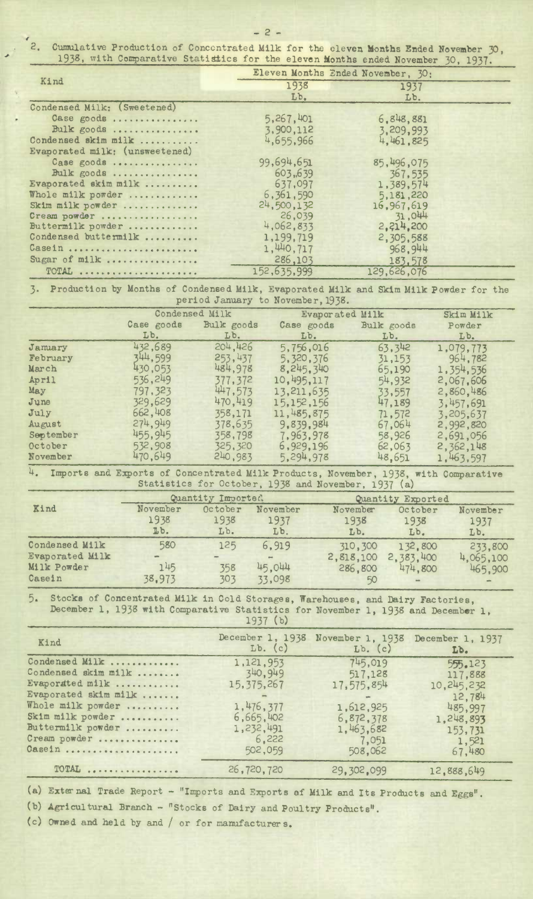2. Cumulative Production of Concentrated Milk for the eleven Months Ended November 30, 1938, with Comparative Statistics for the eleven Months ended November 30, 1937.

| Kind | Eleven Months Ended November, 30: | |
|---|---|---|
| | 1938 | 1937 |
| | Lb. | Lb. |
| Condensed Milk: (Sweetened) | | |
| Case goods ................ | 5,267,401 | 6,848,881 |
| Bulk goods ................ | 3,900,112 | 3,209,993 |
| Condensed skim milk ........... | 4,655,966 | 4,461,825 |
| Evaporated milk: (unsweetened) | | |
| Case goods ................ | 99,694,651 | 85,496,075 |
| Bulk goods ................ | 603,639 | 367,535 |
| Evaporated skim milk .......... | 637,097 | 1,389,574 |
| Whole milk powder ............. | 6,361,590 | 5,181,220 |
| Skim milk powder .............. | 24,500,132 | 16,967,619 |
| Cream powder .................. | 26,039 | 31,044 |
| Buttermilk powder ............. | 4,062,833 | 2,214,200 |
| Condensed buttermilk .......... | 1,199,719 | 2,305,588 |
| Casein ........................ | 1,440,717 | 968,944 |
| Sugar of milk ................. | 286,103 | 183,578 |
| TOTAL ...................... | 152,635,999 | 129,626,076 |

3. Production by Months of Condensed Milk, Evaporated Milk and Skim Milk Powder for the period January to November, 1938.

| | Condensed Milk | | Evaporated Milk | | Skim Milk |
|---|---|---|---|---|---|
| | Case goods | Bulk goods | Case goods | Bulk goods | Powder |
| | Lb. | Lb. | Lb. | Lb. | Lb. |
| January | 432,689 | 204,426 | 5,756,016 | 63,342 | 1,079,773 |
| February | 344,599 | 253,437 | 5,320,376 | 31,153 | 964,782 |
| March | 430,053 | 484,978 | 8,245,340 | 65,190 | 1,354,536 |
| April | 536,249 | 377,372 | 10,495,117 | 54,932 | 2,067,606 |
| May | 797,323 | 447,573 | 13,211,635 | 33,557 | 2,860,486 |
| June | 329,629 | 470,419 | 15,152,156 | 47,189 | 3,457,691 |
| July | 662,408 | 358,171 | 11,485,875 | 71,572 | 3,205,637 |
| August | 274,949 | 378,635 | 9,839,984 | 67,064 | 2,992,820 |
| September | 455,945 | 358,798 | 7,963,978 | 58,926 | 2,691,056 |
| October | 532,908 | 325,320 | 6,929,196 | 62,063 | 2,362,148 |
| November | 470,649 | 240,983 | 5,294,978 | 48,651 | 1,463,597 |

4. Imports and Exports of Concentrated Milk Products, November, 1938, with Comparative Statistics for October, 1938 and November, 1937 (a)

| Kind | Quantity Imported | | | Quantity Exported | | |
|---|---|---|---|---|---|---|
| | November 1938 | October 1938 | November 1937 | November 1938 | October 1938 | November 1937 |
| | Lb. | Lb. | Lb. | Lb. | Lb. | Lb. |
| Condensed Milk | 580 | 125 | 6,919 | 310,300 | 132,800 | 233,800 |
| Evaporated Milk | - | - | - | 2,818,100 | 2,383,400 | 4,065,100 |
| Milk Powder | 145 | 358 | 45,044 | 286,800 | 474,800 | 465,900 |
| Casein | 38,973 | 303 | 33,098 | 50 | - | - |

5. Stocks of Concentrated Milk in Cold Storages, Warehouses, and Dairy Factories, December 1, 1938 with Comparative Statistics for November 1, 1938 and December 1, 1937 (b)

| Kind | December 1, 1938 Lb. (c) | November 1, 1938 Lb. (c) | December 1, 1937 Lb. |
|---|---|---|---|
| Condensed Milk ............. | 1,121,953 | 745,019 | 555,123 |
| Condensed skim milk ........ | 340,949 | 517,128 | 117,888 |
| Evaporated milk ............ | 15,375,267 | 17,575,854 | 10,245,232 |
| Evaporated skim milk ....... | - | - | 12,784 |
| Whole milk powder .......... | 1,476,377 | 1,612,925 | 485,997 |
| Skim milk powder ........... | 6,665,402 | 6,872,378 | 1,248,893 |
| Buttermilk powder .......... | 1,232,491 | 1,463,682 | 153,731 |
| Cream powder ............... | 6,222 | 7,051 | 1,521 |
| Casein ..................... | 502,059 | 508,062 | 67,480 |
| TOTAL ................. | 26,720,720 | 29,302,099 | 12,888,649 |

(a) External Trade Report - "Imports and Exports of Milk and Its Products and Eggs".

(b) Agricultural Branch - "Stocks of Dairy and Poultry Products".

(c) Owned and held by and / or for manufacturers.